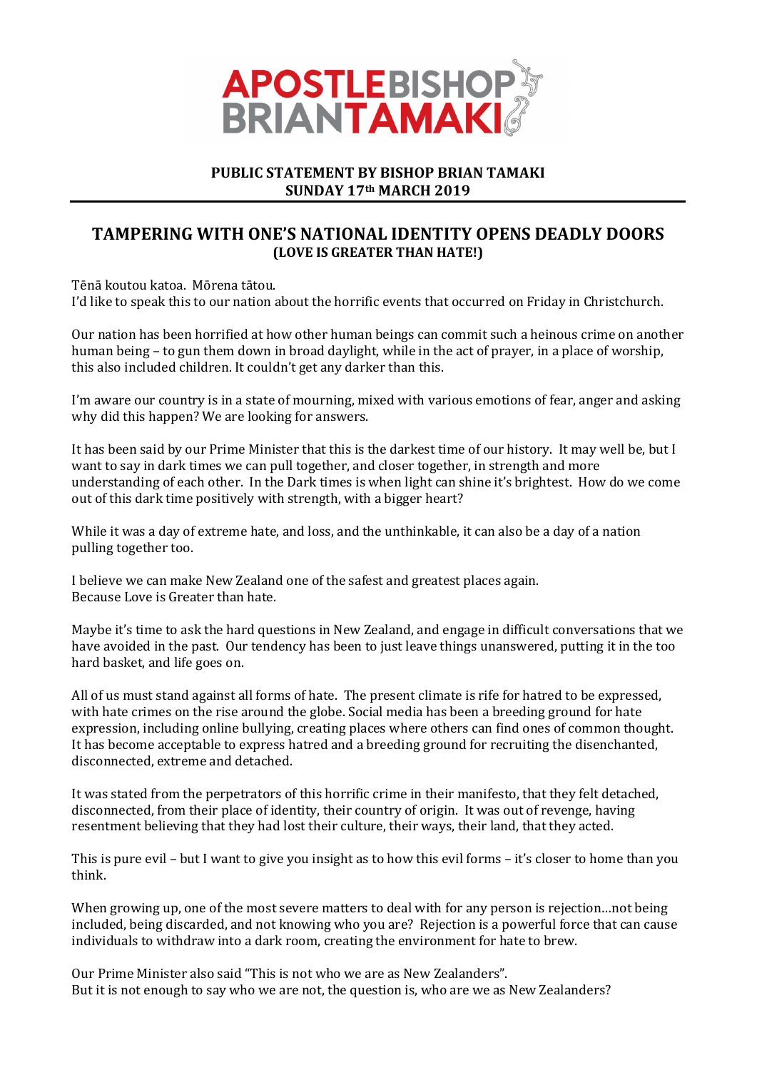APOSTLE BISHOP BRIAN TAMAKI

**PUBLIC STATEMENT BY BISHOP BRIAN TAMAKI**
**SUNDAY 17th MARCH 2019**

# TAMPERING WITH ONE'S NATIONAL IDENTITY OPENS DEADLY DOORS
**(LOVE IS GREATER THAN HATE!)**

Tēnā koutou katoa. Mōrena tātou.
I'd like to speak this to our nation about the horrific events that occurred on Friday in Christchurch.

Our nation has been horrified at how other human beings can commit such a heinous crime on another human being – to gun them down in broad daylight, while in the act of prayer, in a place of worship, this also included children. It couldn't get any darker than this.

I'm aware our country is in a state of mourning, mixed with various emotions of fear, anger and asking why did this happen? We are looking for answers.

It has been said by our Prime Minister that this is the darkest time of our history. It may well be, but I want to say in dark times we can pull together, and closer together, in strength and more understanding of each other. In the Dark times is when light can shine it's brightest. How do we come out of this dark time positively with strength, with a bigger heart?

While it was a day of extreme hate, and loss, and the unthinkable, it can also be a day of a nation pulling together too.

I believe we can make New Zealand one of the safest and greatest places again.
Because Love is Greater than hate.

Maybe it's time to ask the hard questions in New Zealand, and engage in difficult conversations that we have avoided in the past. Our tendency has been to just leave things unanswered, putting it in the too hard basket, and life goes on.

All of us must stand against all forms of hate. The present climate is rife for hatred to be expressed, with hate crimes on the rise around the globe. Social media has been a breeding ground for hate expression, including online bullying, creating places where others can find ones of common thought. It has become acceptable to express hatred and a breeding ground for recruiting the disenchanted, disconnected, extreme and detached.

It was stated from the perpetrators of this horrific crime in their manifesto, that they felt detached, disconnected, from their place of identity, their country of origin. It was out of revenge, having resentment believing that they had lost their culture, their ways, their land, that they acted.

This is pure evil – but I want to give you insight as to how this evil forms – it's closer to home than you think.

When growing up, one of the most severe matters to deal with for any person is rejection…not being included, being discarded, and not knowing who you are? Rejection is a powerful force that can cause individuals to withdraw into a dark room, creating the environment for hate to brew.

Our Prime Minister also said "This is not who we are as New Zealanders".
But it is not enough to say who we are not, the question is, who are we as New Zealanders?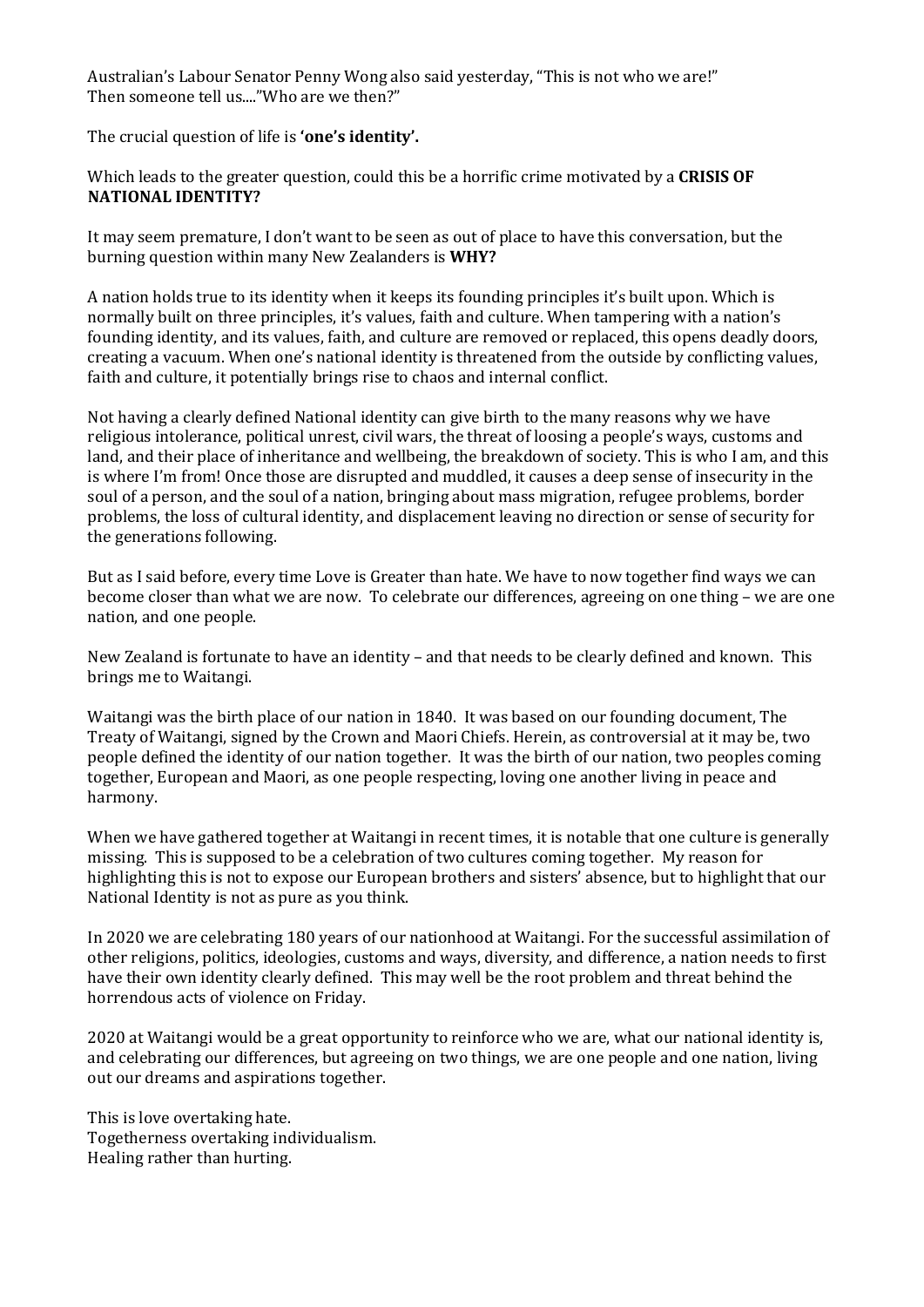Australian's Labour Senator Penny Wong also said yesterday, "This is not who we are!"
Then someone tell us...."Who are we then?"

The crucial question of life is **'one's identity'.**

Which leads to the greater question, could this be a horrific crime motivated by a **CRISIS OF NATIONAL IDENTITY?**

It may seem premature, I don't want to be seen as out of place to have this conversation, but the burning question within many New Zealanders is **WHY?**

A nation holds true to its identity when it keeps its founding principles it's built upon. Which is normally built on three principles, it's values, faith and culture. When tampering with a nation's founding identity, and its values, faith, and culture are removed or replaced, this opens deadly doors, creating a vacuum. When one's national identity is threatened from the outside by conflicting values, faith and culture, it potentially brings rise to chaos and internal conflict.

Not having a clearly defined National identity can give birth to the many reasons why we have religious intolerance, political unrest, civil wars, the threat of loosing a people's ways, customs and land, and their place of inheritance and wellbeing, the breakdown of society. This is who I am, and this is where I'm from! Once those are disrupted and muddled, it causes a deep sense of insecurity in the soul of a person, and the soul of a nation, bringing about mass migration, refugee problems, border problems, the loss of cultural identity, and displacement leaving no direction or sense of security for the generations following.

But as I said before, every time Love is Greater than hate. We have to now together find ways we can become closer than what we are now. To celebrate our differences, agreeing on one thing – we are one nation, and one people.

New Zealand is fortunate to have an identity – and that needs to be clearly defined and known. This brings me to Waitangi.

Waitangi was the birth place of our nation in 1840. It was based on our founding document, The Treaty of Waitangi, signed by the Crown and Maori Chiefs. Herein, as controversial at it may be, two people defined the identity of our nation together. It was the birth of our nation, two peoples coming together, European and Maori, as one people respecting, loving one another living in peace and harmony.

When we have gathered together at Waitangi in recent times, it is notable that one culture is generally missing. This is supposed to be a celebration of two cultures coming together. My reason for highlighting this is not to expose our European brothers and sisters' absence, but to highlight that our National Identity is not as pure as you think.

In 2020 we are celebrating 180 years of our nationhood at Waitangi. For the successful assimilation of other religions, politics, ideologies, customs and ways, diversity, and difference, a nation needs to first have their own identity clearly defined. This may well be the root problem and threat behind the horrendous acts of violence on Friday.

2020 at Waitangi would be a great opportunity to reinforce who we are, what our national identity is, and celebrating our differences, but agreeing on two things, we are one people and one nation, living out our dreams and aspirations together.

This is love overtaking hate.
Togetherness overtaking individualism.
Healing rather than hurting.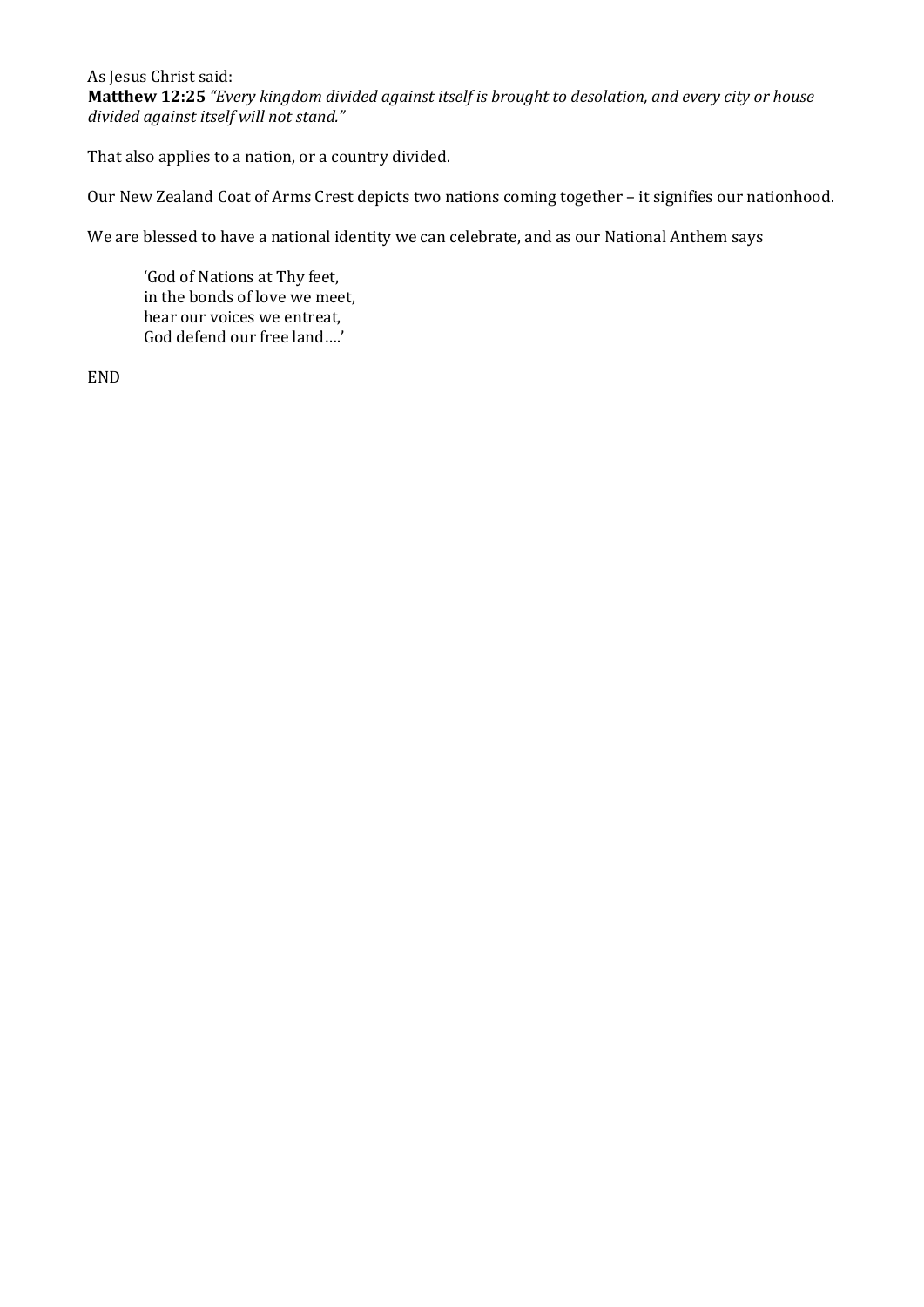As Jesus Christ said:
**Matthew 12:25** *"Every kingdom divided against itself is brought to desolation, and every city or house divided against itself will not stand."*

That also applies to a nation, or a country divided.

Our New Zealand Coat of Arms Crest depicts two nations coming together – it signifies our nationhood.

We are blessed to have a national identity we can celebrate, and as our National Anthem says

> 'God of Nations at Thy feet,
> in the bonds of love we meet,
> hear our voices we entreat,
> God defend our free land….'

END